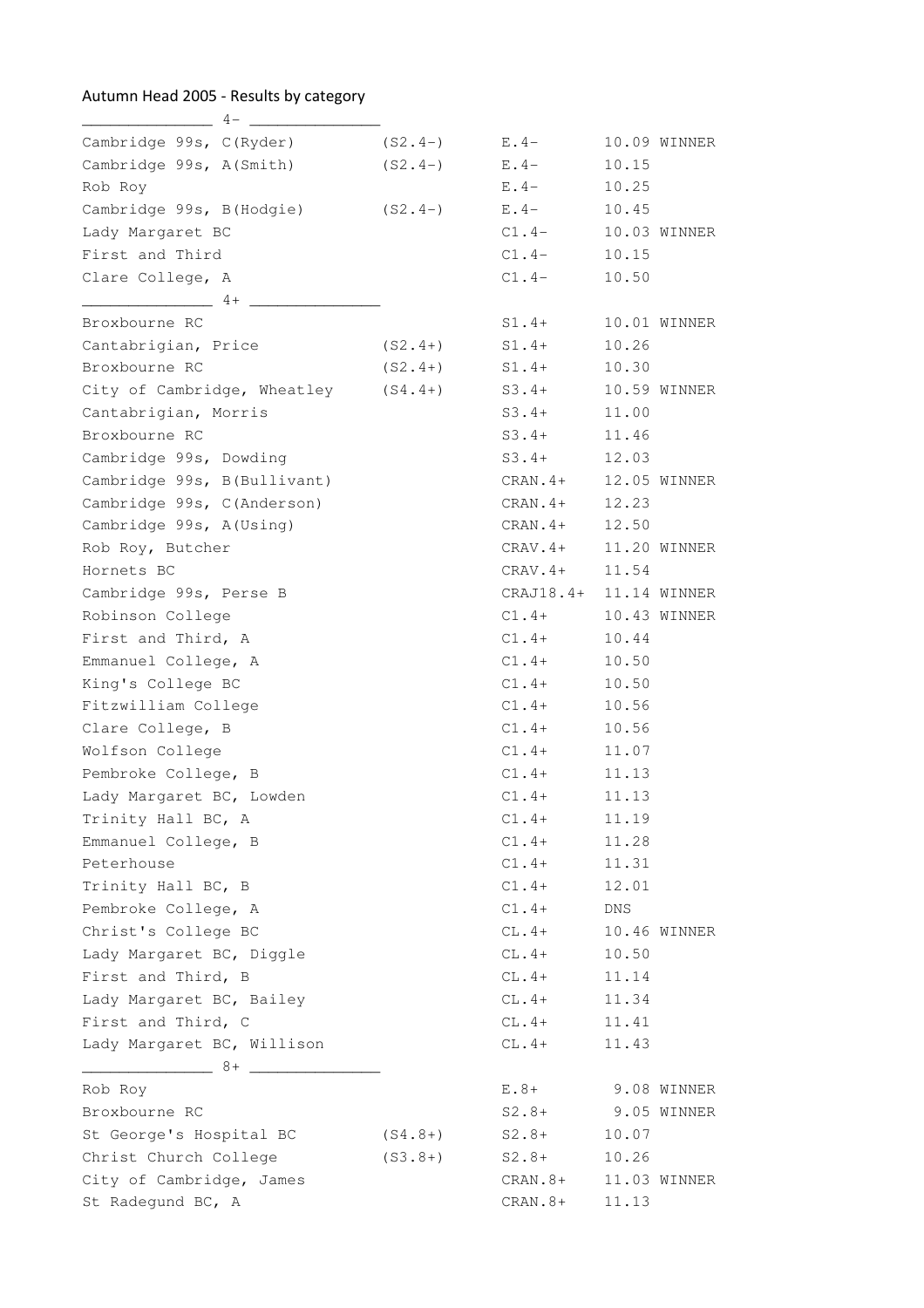# Autumn Head 2005 - Results by category

**4-**

| | | | | |
|---|---|---|---|---|
| Cambridge 99s, C(Ryder) | (S2.4-) | E.4- | 10.09 | WINNER |
| Cambridge 99s, A(Smith) | (S2.4-) | E.4- | 10.15 | |
| Rob Roy | | E.4- | 10.25 | |
| Cambridge 99s, B(Hodgie) | (S2.4-) | E.4- | 10.45 | |
| Lady Margaret BC | | C1.4- | 10.03 | WINNER |
| First and Third | | C1.4- | 10.15 | |
| Clare College, A | | C1.4- | 10.50 | |

**4+**

| | | | | |
|---|---|---|---|---|
| Broxbourne RC | | S1.4+ | 10.01 | WINNER |
| Cantabrigian, Price | (S2.4+) | S1.4+ | 10.26 | |
| Broxbourne RC | (S2.4+) | S1.4+ | 10.30 | |
| City of Cambridge, Wheatley | (S4.4+) | S3.4+ | 10.59 | WINNER |
| Cantabrigian, Morris | | S3.4+ | 11.00 | |
| Broxbourne RC | | S3.4+ | 11.46 | |
| Cambridge 99s, Dowding | | S3.4+ | 12.03 | |
| Cambridge 99s, B(Bullivant) | | CRAN.4+ | 12.05 | WINNER |
| Cambridge 99s, C(Anderson) | | CRAN.4+ | 12.23 | |
| Cambridge 99s, A(Using) | | CRAN.4+ | 12.50 | |
| Rob Roy, Butcher | | CRAV.4+ | 11.20 | WINNER |
| Hornets BC | | CRAV.4+ | 11.54 | |
| Cambridge 99s, Perse B | | CRAJ18.4+ | 11.14 | WINNER |
| Robinson College | | C1.4+ | 10.43 | WINNER |
| First and Third, A | | C1.4+ | 10.44 | |
| Emmanuel College, A | | C1.4+ | 10.50 | |
| King's College BC | | C1.4+ | 10.50 | |
| Fitzwilliam College | | C1.4+ | 10.56 | |
| Clare College, B | | C1.4+ | 10.56 | |
| Wolfson College | | C1.4+ | 11.07 | |
| Pembroke College, B | | C1.4+ | 11.13 | |
| Lady Margaret BC, Lowden | | C1.4+ | 11.13 | |
| Trinity Hall BC, A | | C1.4+ | 11.19 | |
| Emmanuel College, B | | C1.4+ | 11.28 | |
| Peterhouse | | C1.4+ | 11.31 | |
| Trinity Hall BC, B | | C1.4+ | 12.01 | |
| Pembroke College, A | | C1.4+ | DNS | |
| Christ's College BC | | CL.4+ | 10.46 | WINNER |
| Lady Margaret BC, Diggle | | CL.4+ | 10.50 | |
| First and Third, B | | CL.4+ | 11.14 | |
| Lady Margaret BC, Bailey | | CL.4+ | 11.34 | |
| First and Third, C | | CL.4+ | 11.41 | |
| Lady Margaret BC, Willison | | CL.4+ | 11.43 | |

**8+**

| | | | | |
|---|---|---|---|---|
| Rob Roy | | E.8+ | 9.08 | WINNER |
| Broxbourne RC | | S2.8+ | 9.05 | WINNER |
| St George's Hospital BC | (S4.8+) | S2.8+ | 10.07 | |
| Christ Church College | (S3.8+) | S2.8+ | 10.26 | |
| City of Cambridge, James | | CRAN.8+ | 11.03 | WINNER |
| St Radegund BC, A | | CRAN.8+ | 11.13 | |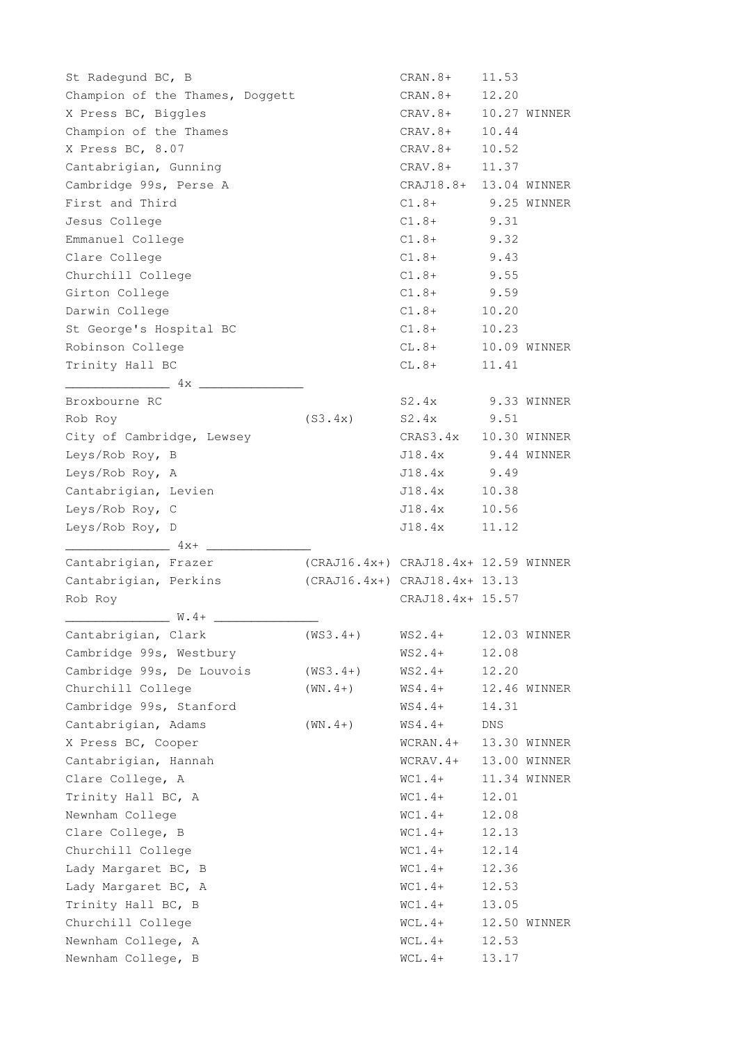| | | | | |
|---|---|---|---|---|
| St Radegund BC, B | | CRAN.8+ | 11.53 | |
| Champion of the Thames, Doggett | | CRAN.8+ | 12.20 | |
| X Press BC, Biggles | | CRAV.8+ | 10.27 | WINNER |
| Champion of the Thames | | CRAV.8+ | 10.44 | |
| X Press BC, 8.07 | | CRAV.8+ | 10.52 | |
| Cantabrigian, Gunning | | CRAV.8+ | 11.37 | |
| Cambridge 99s, Perse A | | CRAJ18.8+ | 13.04 | WINNER |
| First and Third | | C1.8+ | 9.25 | WINNER |
| Jesus College | | C1.8+ | 9.31 | |
| Emmanuel College | | C1.8+ | 9.32 | |
| Clare College | | C1.8+ | 9.43 | |
| Churchill College | | C1.8+ | 9.55 | |
| Girton College | | C1.8+ | 9.59 | |
| Darwin College | | C1.8+ | 10.20 | |
| St George's Hospital BC | | C1.8+ | 10.23 | |
| Robinson College | | CL.8+ | 10.09 | WINNER |
| Trinity Hall BC | | CL.8+ | 11.41 | |
| ______________ 4x ______________ | | | | |
| Broxbourne RC | | S2.4x | 9.33 | WINNER |
| Rob Roy | (S3.4x) | S2.4x | 9.51 | |
| City of Cambridge, Lewsey | | CRAS3.4x | 10.30 | WINNER |
| Leys/Rob Roy, B | | J18.4x | 9.44 | WINNER |
| Leys/Rob Roy, A | | J18.4x | 9.49 | |
| Cantabrigian, Levien | | J18.4x | 10.38 | |
| Leys/Rob Roy, C | | J18.4x | 10.56 | |
| Leys/Rob Roy, D | | J18.4x | 11.12 | |
| ______________ 4x+ ______________ | | | | |
| Cantabrigian, Frazer | (CRAJ16.4x+) | CRAJ18.4x+ | 12.59 | WINNER |
| Cantabrigian, Perkins | (CRAJ16.4x+) | CRAJ18.4x+ | 13.13 | |
| Rob Roy | | CRAJ18.4x+ | 15.57 | |
| ______________ W.4+ ______________ | | | | |
| Cantabrigian, Clark | (WS3.4+) | WS2.4+ | 12.03 | WINNER |
| Cambridge 99s, Westbury | | WS2.4+ | 12.08 | |
| Cambridge 99s, De Louvois | (WS3.4+) | WS2.4+ | 12.20 | |
| Churchill College | (WN.4+) | WS4.4+ | 12.46 | WINNER |
| Cambridge 99s, Stanford | | WS4.4+ | 14.31 | |
| Cantabrigian, Adams | (WN.4+) | WS4.4+ | DNS | |
| X Press BC, Cooper | | WCRAN.4+ | 13.30 | WINNER |
| Cantabrigian, Hannah | | WCRAV.4+ | 13.00 | WINNER |
| Clare College, A | | WC1.4+ | 11.34 | WINNER |
| Trinity Hall BC, A | | WC1.4+ | 12.01 | |
| Newnham College | | WC1.4+ | 12.08 | |
| Clare College, B | | WC1.4+ | 12.13 | |
| Churchill College | | WC1.4+ | 12.14 | |
| Lady Margaret BC, B | | WC1.4+ | 12.36 | |
| Lady Margaret BC, A | | WC1.4+ | 12.53 | |
| Trinity Hall BC, B | | WC1.4+ | 13.05 | |
| Churchill College | | WCL.4+ | 12.50 | WINNER |
| Newnham College, A | | WCL.4+ | 12.53 | |
| Newnham College, B | | WCL.4+ | 13.17 | |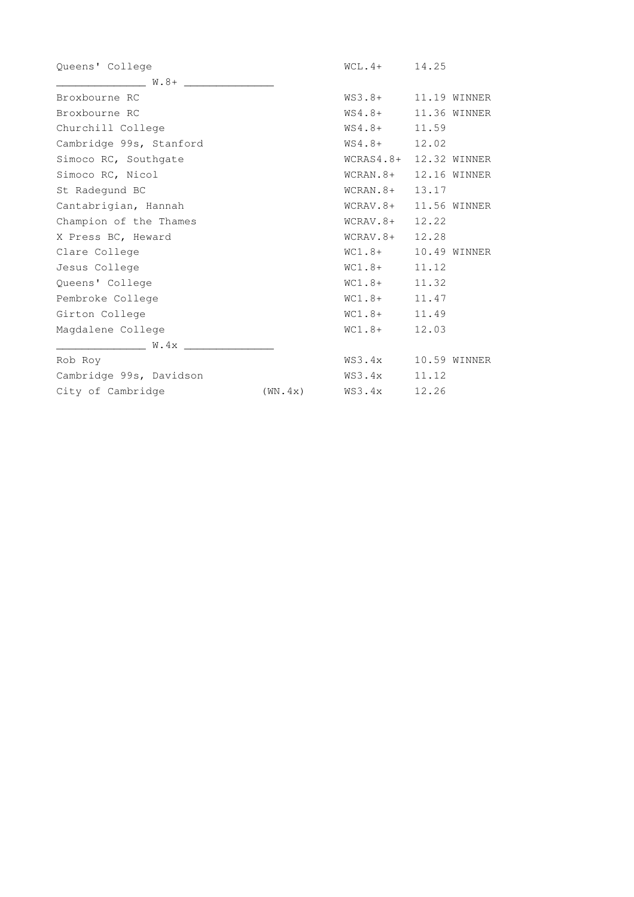| | | | | |
|---|---|---|---|---|
| Queens' College | | WCL.4+ | 14.25 | |

______________ W.8+ ______________

| | | | | |
|---|---|---|---|---|
| Broxbourne RC | | WS3.8+ | 11.19 | WINNER |
| Broxbourne RC | | WS4.8+ | 11.36 | WINNER |
| Churchill College | | WS4.8+ | 11.59 | |
| Cambridge 99s, Stanford | | WS4.8+ | 12.02 | |
| Simoco RC, Southgate | | WCRAS4.8+ | 12.32 | WINNER |
| Simoco RC, Nicol | | WCRAN.8+ | 12.16 | WINNER |
| St Radegund BC | | WCRAN.8+ | 13.17 | |
| Cantabrigian, Hannah | | WCRAV.8+ | 11.56 | WINNER |
| Champion of the Thames | | WCRAV.8+ | 12.22 | |
| X Press BC, Heward | | WCRAV.8+ | 12.28 | |
| Clare College | | WC1.8+ | 10.49 | WINNER |
| Jesus College | | WC1.8+ | 11.12 | |
| Queens' College | | WC1.8+ | 11.32 | |
| Pembroke College | | WC1.8+ | 11.47 | |
| Girton College | | WC1.8+ | 11.49 | |
| Magdalene College | | WC1.8+ | 12.03 | |

______________ W.4x ______________

| | | | | |
|---|---|---|---|---|
| Rob Roy | | WS3.4x | 10.59 | WINNER |
| Cambridge 99s, Davidson | | WS3.4x | 11.12 | |
| City of Cambridge | (WN.4x) | WS3.4x | 12.26 | |